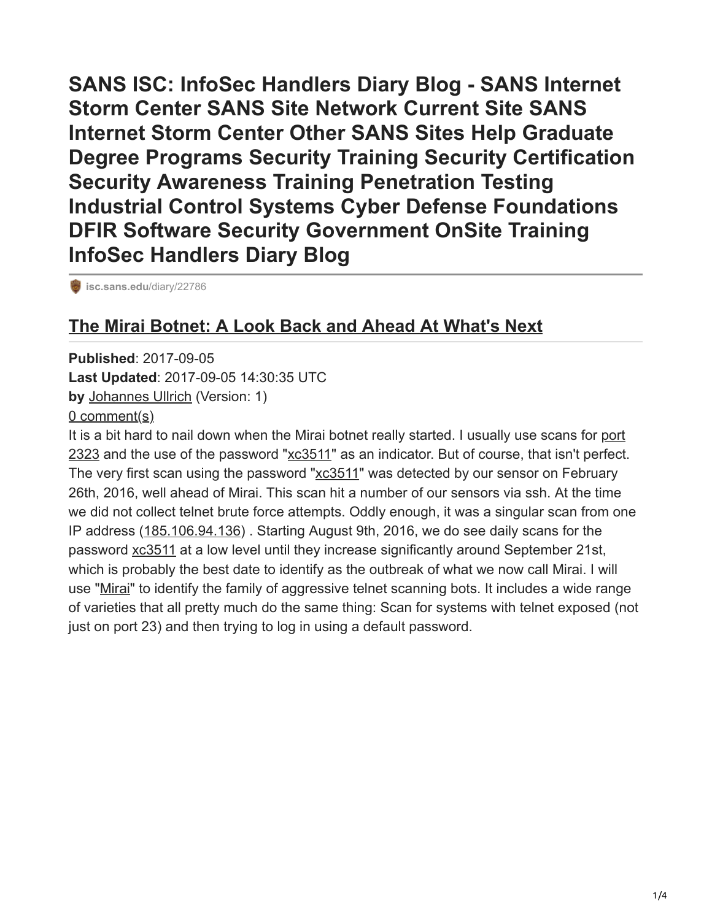# SANS ISC: InfoSec Handlers Diary Blog - SANS Internet Storm Center SANS Site Network Current Site SANS Internet Storm Center Other SANS Sites Help Graduate Degree Programs Security Training Security Certification Security Awareness Training Penetration Testing Industrial Control Systems Cyber Defense Foundations DFIR Software Security Government OnSite Training InfoSec Handlers Diary Blog

isc.sans.edu/diary/22786

## The Mirai Botnet: A Look Back and Ahead At What's Next

**Published**: 2017-09-05
**Last Updated**: 2017-09-05 14:30:35 UTC
**by** Johannes Ullrich (Version: 1)
0 comment(s)

It is a bit hard to nail down when the Mirai botnet really started. I usually use scans for port 2323 and the use of the password "xc3511" as an indicator. But of course, that isn't perfect. The very first scan using the password "xc3511" was detected by our sensor on February 26th, 2016, well ahead of Mirai. This scan hit a number of our sensors via ssh. At the time we did not collect telnet brute force attempts. Oddly enough, it was a singular scan from one IP address (185.106.94.136) . Starting August 9th, 2016, we do see daily scans for the password xc3511 at a low level until they increase significantly around September 21st, which is probably the best date to identify as the outbreak of what we now call Mirai. I will use "Mirai" to identify the family of aggressive telnet scanning bots. It includes a wide range of varieties that all pretty much do the same thing: Scan for systems with telnet exposed (not just on port 23) and then trying to log in using a default password.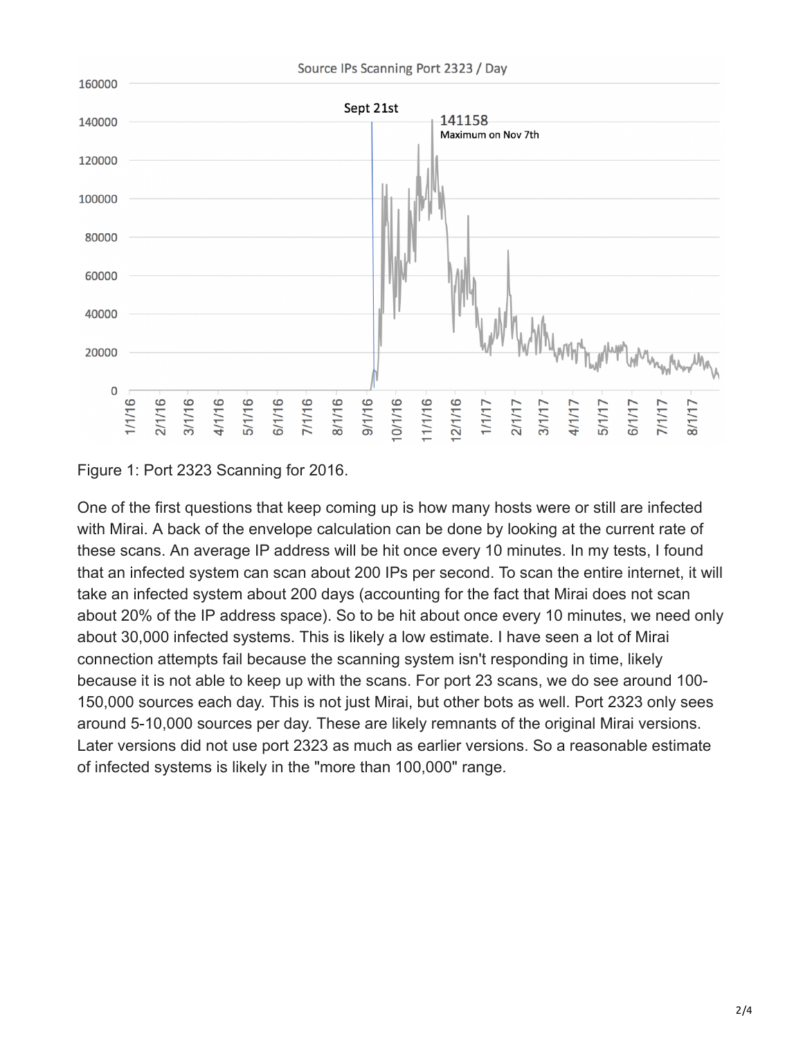Figure 1: Port 2323 Scanning for 2016.

One of the first questions that keep coming up is how many hosts were or still are infected with Mirai. A back of the envelope calculation can be done by looking at the current rate of these scans. An average IP address will be hit once every 10 minutes. In my tests, I found that an infected system can scan about 200 IPs per second. To scan the entire internet, it will take an infected system about 200 days (accounting for the fact that Mirai does not scan about 20% of the IP address space). So to be hit about once every 10 minutes, we need only about 30,000 infected systems. This is likely a low estimate. I have seen a lot of Mirai connection attempts fail because the scanning system isn't responding in time, likely because it is not able to keep up with the scans. For port 23 scans, we do see around 100-150,000 sources each day. This is not just Mirai, but other bots as well. Port 2323 only sees around 5-10,000 sources per day. These are likely remnants of the original Mirai versions. Later versions did not use port 2323 as much as earlier versions. So a reasonable estimate of infected systems is likely in the "more than 100,000" range.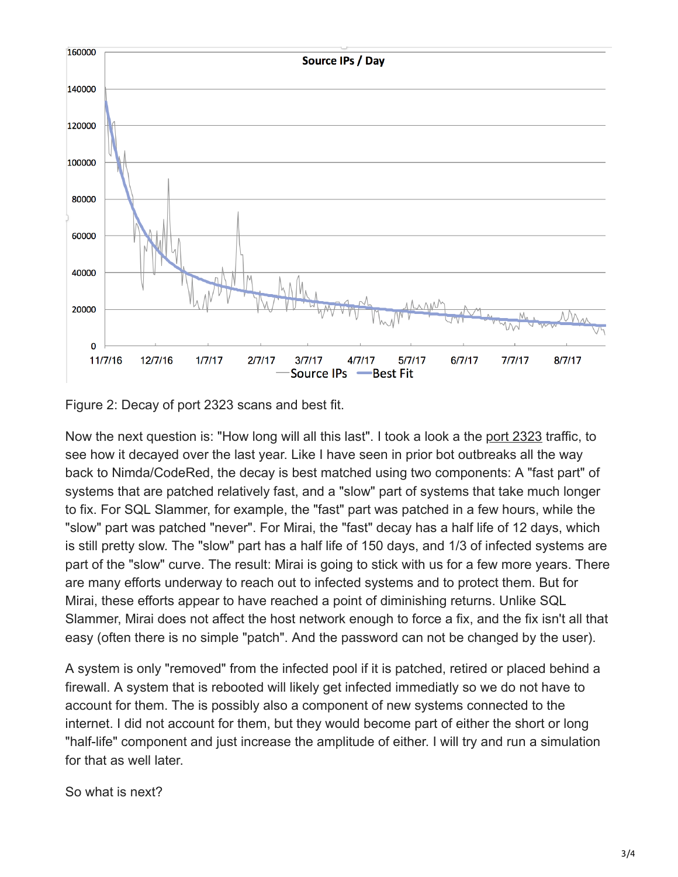Figure 2: Decay of port 2323 scans and best fit.

Now the next question is: "How long will all this last". I took a look a the [port 2323](#) traffic, to see how it decayed over the last year. Like I have seen in prior bot outbreaks all the way back to Nimda/CodeRed, the decay is best matched using two components: A "fast part" of systems that are patched relatively fast, and a "slow" part of systems that take much longer to fix. For SQL Slammer, for example, the "fast" part was patched in a few hours, while the "slow" part was patched "never". For Mirai, the "fast" decay has a half life of 12 days, which is still pretty slow. The "slow" part has a half life of 150 days, and 1/3 of infected systems are part of the "slow" curve. The result: Mirai is going to stick with us for a few more years. There are many efforts underway to reach out to infected systems and to protect them. But for Mirai, these efforts appear to have reached a point of diminishing returns. Unlike SQL Slammer, Mirai does not affect the host network enough to force a fix, and the fix isn't all that easy (often there is no simple "patch". And the password can not be changed by the user).

A system is only "removed" from the infected pool if it is patched, retired or placed behind a firewall. A system that is rebooted will likely get infected immediatly so we do not have to account for them. The is possibly also a component of new systems connected to the internet. I did not account for them, but they would become part of either the short or long "half-life" component and just increase the amplitude of either. I will try and run a simulation for that as well later.

So what is next?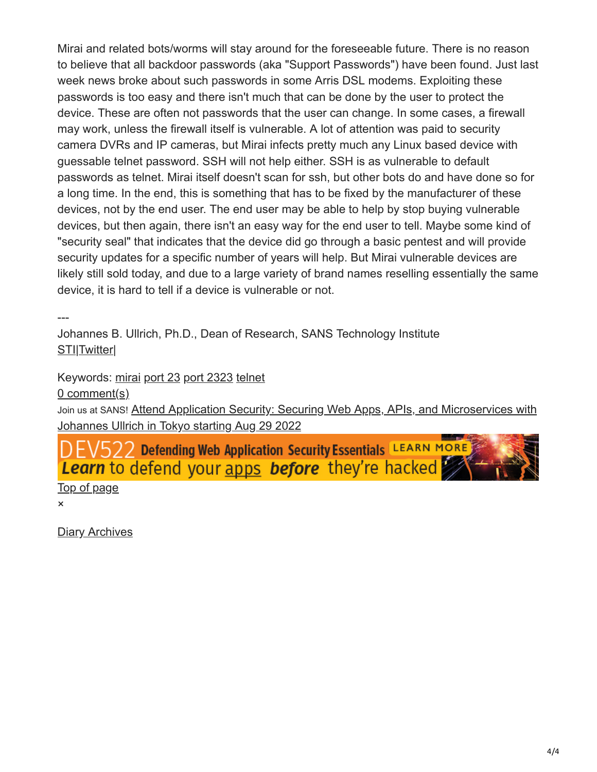Mirai and related bots/worms will stay around for the foreseeable future. There is no reason to believe that all backdoor passwords (aka "Support Passwords") have been found. Just last week news broke about such passwords in some Arris DSL modems. Exploiting these passwords is too easy and there isn't much that can be done by the user to protect the device. These are often not passwords that the user can change. In some cases, a firewall may work, unless the firewall itself is vulnerable. A lot of attention was paid to security camera DVRs and IP cameras, but Mirai infects pretty much any Linux based device with guessable telnet password. SSH will not help either. SSH is as vulnerable to default passwords as telnet. Mirai itself doesn't scan for ssh, but other bots do and have done so for a long time. In the end, this is something that has to be fixed by the manufacturer of these devices, not by the end user. The end user may be able to help by stop buying vulnerable devices, but then again, there isn't an easy way for the end user to tell. Maybe some kind of "security seal" that indicates that the device did go through a basic pentest and will provide security updates for a specific number of years will help. But Mirai vulnerable devices are likely still sold today, and due to a large variety of brand names reselling essentially the same device, it is hard to tell if a device is vulnerable or not.

---

Johannes B. Ullrich, Ph.D., Dean of Research, SANS Technology Institute
STI|Twitter|

Keywords: mirai port 23 port 2323 telnet
0 comment(s)
Join us at SANS! Attend Application Security: Securing Web Apps, APIs, and Microservices with Johannes Ullrich in Tokyo starting Aug 29 2022

DEV522 Defending Web Application Security Essentials LEARN MORE
Learn to defend your apps before they're hacked

Top of page
×

Diary Archives